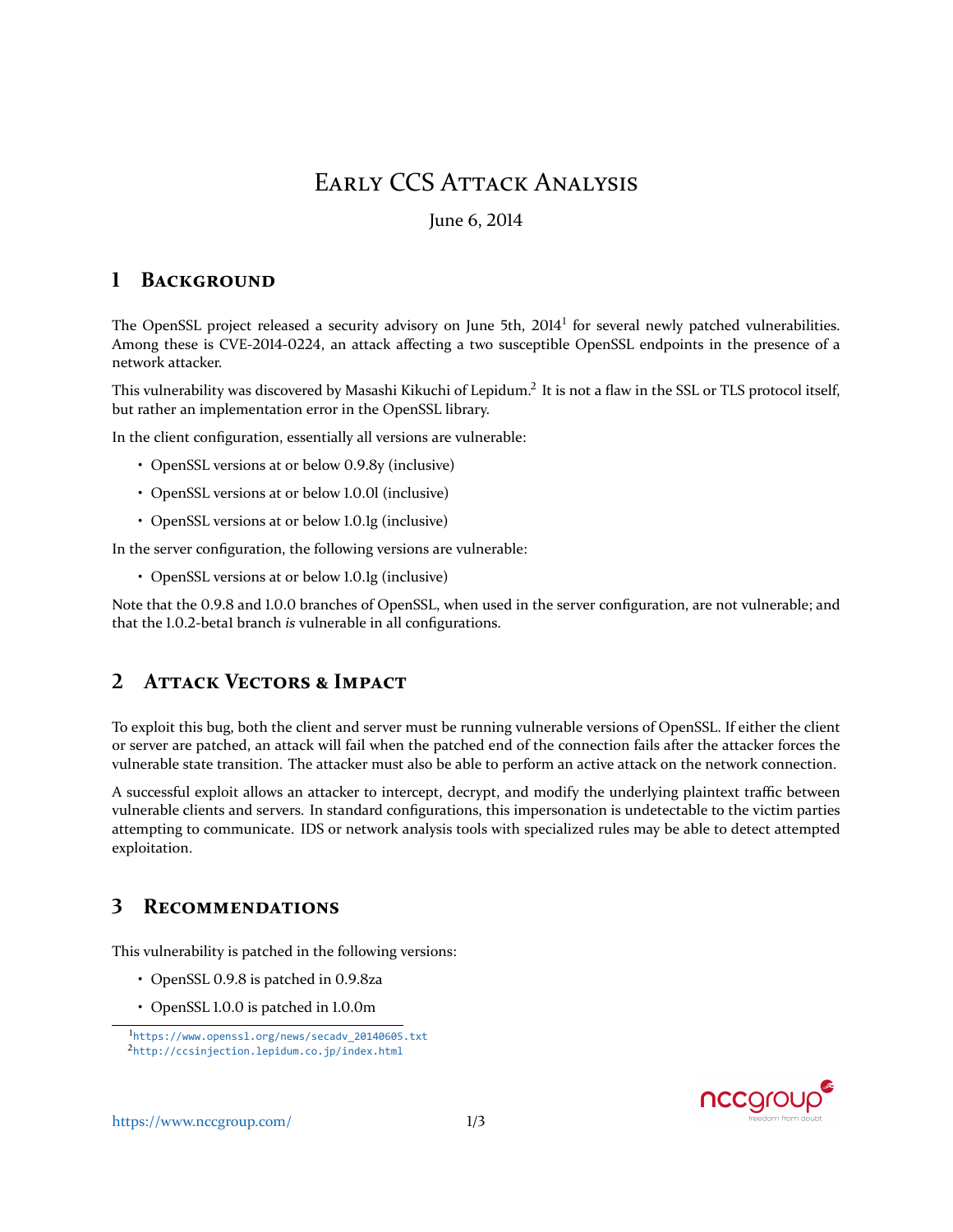# Early CCS Attack Analysis

June 6, 2014

## 1 Background

The OpenSSL project released a security advisory on June 5th, 2014[1] for several newly patched vulnerabilities. Among these is CVE-2014-0224, an attack affecting a two susceptible OpenSSL endpoints in the presence of a network attacker.

This vulnerability was discovered by Masashi Kikuchi of Lepidum.[2] It is not a flaw in the SSL or TLS protocol itself, but rather an implementation error in the OpenSSL library.

In the client configuration, essentially all versions are vulnerable:

- OpenSSL versions at or below 0.9.8y (inclusive)
- OpenSSL versions at or below 1.0.0l (inclusive)
- OpenSSL versions at or below 1.0.1g (inclusive)

In the server configuration, the following versions are vulnerable:

- OpenSSL versions at or below 1.0.1g (inclusive)

Note that the 0.9.8 and 1.0.0 branches of OpenSSL, when used in the server configuration, are not vulnerable; and that the 1.0.2-beta1 branch *is* vulnerable in all configurations.

## 2 Attack Vectors & Impact

To exploit this bug, both the client and server must be running vulnerable versions of OpenSSL. If either the client or server are patched, an attack will fail when the patched end of the connection fails after the attacker forces the vulnerable state transition. The attacker must also be able to perform an active attack on the network connection.

A successful exploit allows an attacker to intercept, decrypt, and modify the underlying plaintext traffic between vulnerable clients and servers. In standard configurations, this impersonation is undetectable to the victim parties attempting to communicate. IDS or network analysis tools with specialized rules may be able to detect attempted exploitation.

## 3 Recommendations

This vulnerability is patched in the following versions:

- OpenSSL 0.9.8 is patched in 0.9.8za
- OpenSSL 1.0.0 is patched in 1.0.0m

[1] https://www.openssl.org/news/secadv_20140605.txt
[2] http://ccsinjection.lepidum.co.jp/index.html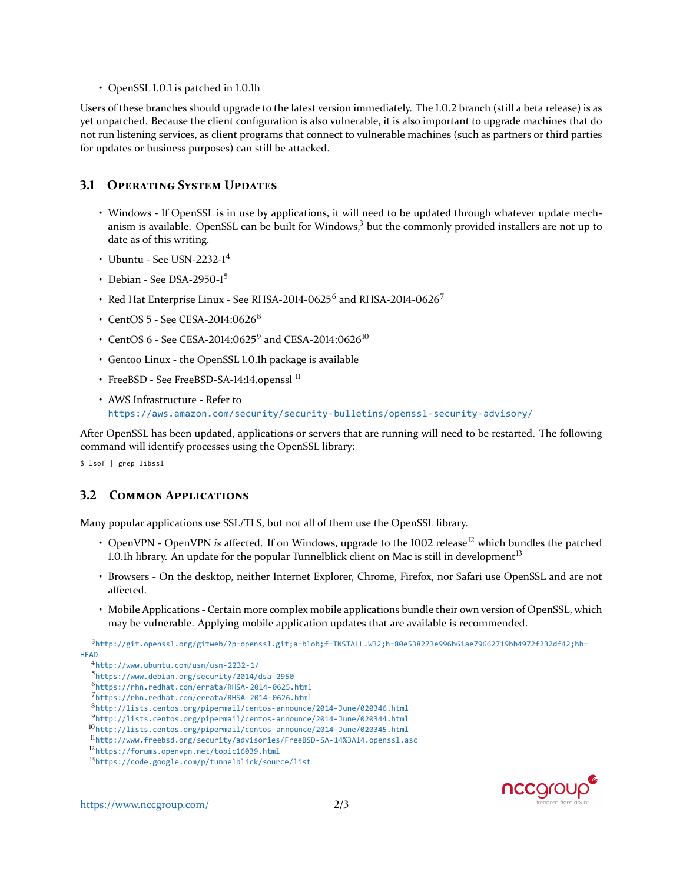- OpenSSL 1.0.1 is patched in 1.0.1h

Users of these branches should upgrade to the latest version immediately. The 1.0.2 branch (still a beta release) is as yet unpatched. Because the client configuration is also vulnerable, it is also important to upgrade machines that do not run listening services, as client programs that connect to vulnerable machines (such as partners or third parties for updates or business purposes) can still be attacked.

## 3.1 Operating System Updates

- Windows - If OpenSSL is in use by applications, it will need to be updated through whatever update mechanism is available. OpenSSL can be built for Windows,[3] but the commonly provided installers are not up to date as of this writing.
- Ubuntu - See USN-2232-1[4]
- Debian - See DSA-2950-1[5]
- Red Hat Enterprise Linux - See RHSA-2014-0625[6] and RHSA-2014-0626[7]
- CentOS 5 - See CESA-2014:0626[8]
- CentOS 6 - See CESA-2014:0625[9] and CESA-2014:0626[10]
- Gentoo Linux - the OpenSSL 1.0.1h package is available
- FreeBSD - See FreeBSD-SA-14:14.openssl [11]
- AWS Infrastructure - Refer to https://aws.amazon.com/security/security-bulletins/openssl-security-advisory/

After OpenSSL has been updated, applications or servers that are running will need to be restarted. The following command will identify processes using the OpenSSL library:

```
$ lsof | grep libssl
```

## 3.2 Common Applications

Many popular applications use SSL/TLS, but not all of them use the OpenSSL library.

- OpenVPN - OpenVPN *is* affected. If on Windows, upgrade to the I002 release[12] which bundles the patched 1.0.1h library. An update for the popular Tunnelblick client on Mac is still in development[13]
- Browsers - On the desktop, neither Internet Explorer, Chrome, Firefox, nor Safari use OpenSSL and are not affected.
- Mobile Applications - Certain more complex mobile applications bundle their own version of OpenSSL, which may be vulnerable. Applying mobile application updates that are available is recommended.

---

[3] http://git.openssl.org/gitweb/?p=openssl.git;a=blob;f=INSTALL.W32;h=80e538273e996b61ae79662719bb4972f232df42;hb=HEAD
[4] http://www.ubuntu.com/usn/usn-2232-1/
[5] https://www.debian.org/security/2014/dsa-2950
[6] https://rhn.redhat.com/errata/RHSA-2014-0625.html
[7] https://rhn.redhat.com/errata/RHSA-2014-0626.html
[8] http://lists.centos.org/pipermail/centos-announce/2014-June/020346.html
[9] http://lists.centos.org/pipermail/centos-announce/2014-June/020344.html
[10] http://lists.centos.org/pipermail/centos-announce/2014-June/020345.html
[11] http://www.freebsd.org/security/advisories/FreeBSD-SA-14%3A14.openssl.asc
[12] https://forums.openvpn.net/topic16039.html
[13] https://code.google.com/p/tunnelblick/source/list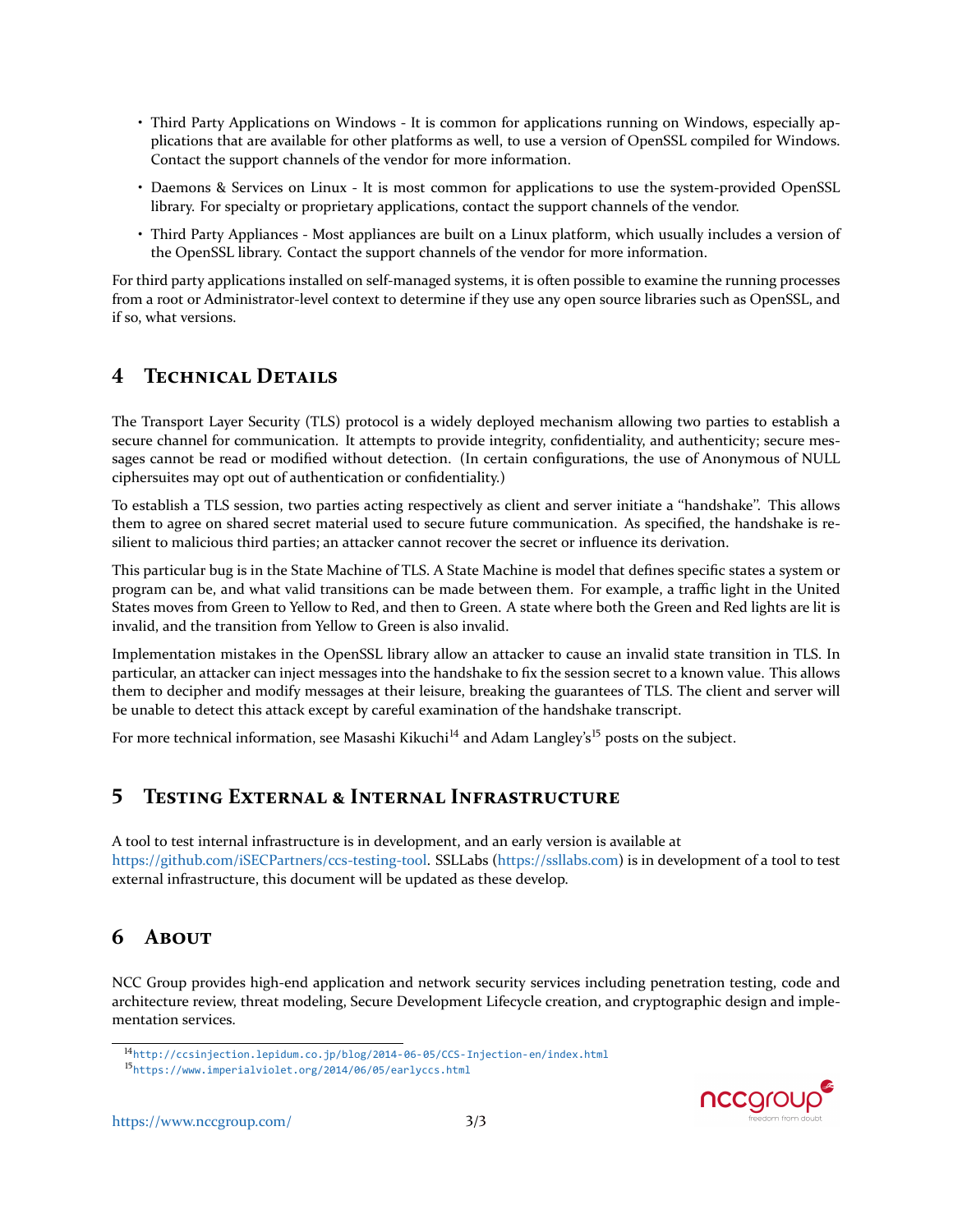- Third Party Applications on Windows - It is common for applications running on Windows, especially applications that are available for other platforms as well, to use a version of OpenSSL compiled for Windows. Contact the support channels of the vendor for more information.
- Daemons & Services on Linux - It is most common for applications to use the system-provided OpenSSL library. For specialty or proprietary applications, contact the support channels of the vendor.
- Third Party Appliances - Most appliances are built on a Linux platform, which usually includes a version of the OpenSSL library. Contact the support channels of the vendor for more information.

For third party applications installed on self-managed systems, it is often possible to examine the running processes from a root or Administrator-level context to determine if they use any open source libraries such as OpenSSL, and if so, what versions.

## 4 Technical Details

The Transport Layer Security (TLS) protocol is a widely deployed mechanism allowing two parties to establish a secure channel for communication. It attempts to provide integrity, confidentiality, and authenticity; secure messages cannot be read or modified without detection. (In certain configurations, the use of Anonymous of NULL ciphersuites may opt out of authentication or confidentiality.)

To establish a TLS session, two parties acting respectively as client and server initiate a "handshake". This allows them to agree on shared secret material used to secure future communication. As specified, the handshake is resilient to malicious third parties; an attacker cannot recover the secret or influence its derivation.

This particular bug is in the State Machine of TLS. A State Machine is model that defines specific states a system or program can be, and what valid transitions can be made between them. For example, a traffic light in the United States moves from Green to Yellow to Red, and then to Green. A state where both the Green and Red lights are lit is invalid, and the transition from Yellow to Green is also invalid.

Implementation mistakes in the OpenSSL library allow an attacker to cause an invalid state transition in TLS. In particular, an attacker can inject messages into the handshake to fix the session secret to a known value. This allows them to decipher and modify messages at their leisure, breaking the guarantees of TLS. The client and server will be unable to detect this attack except by careful examination of the handshake transcript.

For more technical information, see Masashi Kikuchi[14] and Adam Langley's[15] posts on the subject.

## 5 Testing External & Internal Infrastructure

A tool to test internal infrastructure is in development, and an early version is available at https://github.com/iSECPartners/ccs-testing-tool. SSLLabs (https://ssllabs.com) is in development of a tool to test external infrastructure, this document will be updated as these develop.

## 6 About

NCC Group provides high-end application and network security services including penetration testing, code and architecture review, threat modeling, Secure Development Lifecycle creation, and cryptographic design and implementation services.

[14] http://ccsinjection.lepidum.co.jp/blog/2014-06-05/CCS-Injection-en/index.html

[15] https://www.imperialviolet.org/2014/06/05/earlyccs.html